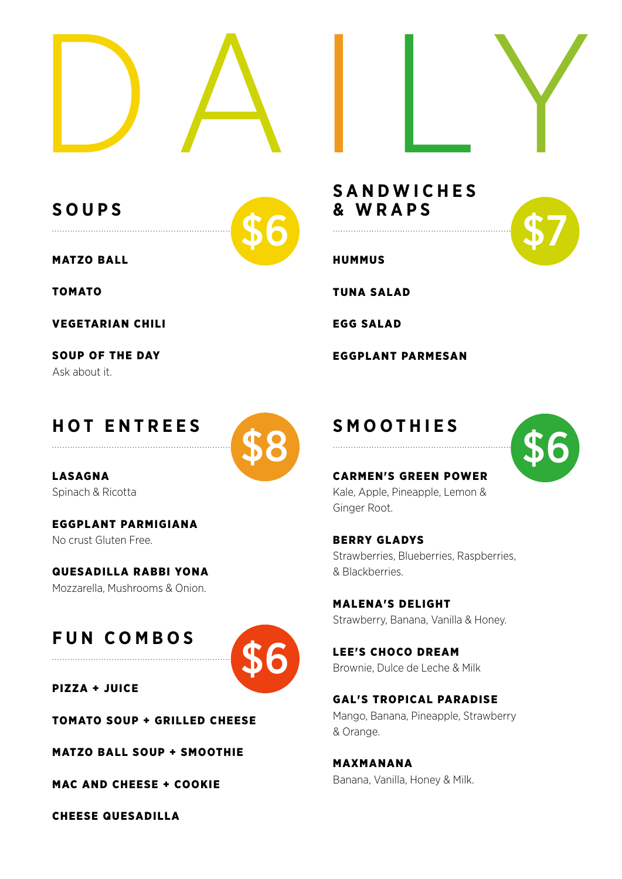# DAILY

## SOUPS

$6

**MATZO BALL**

**TOMATO**

**VEGETARIAN CHILI**

**SOUP OF THE DAY**
Ask about it.

## SANDWICHES & WRAPS

$7

**HUMMUS**

**TUNA SALAD**

**EGG SALAD**

**EGGPLANT PARMESAN**

## HOT ENTREES

$8

**LASAGNA**
Spinach & Ricotta

**EGGPLANT PARMIGIANA**
No crust Gluten Free.

**QUESADILLA RABBI YONA**
Mozzarella, Mushrooms & Onion.

## FUN COMBOS

$6

**PIZZA + JUICE**

**TOMATO SOUP + GRILLED CHEESE**

**MATZO BALL SOUP + SMOOTHIE**

**MAC AND CHEESE + COOKIE**

**CHEESE QUESADILLA**

## SMOOTHIES

$6

**CARMEN'S GREEN POWER**
Kale, Apple, Pineapple, Lemon & Ginger Root.

**BERRY GLADYS**
Strawberries, Blueberries, Raspberries, & Blackberries.

**MALENA'S DELIGHT**
Strawberry, Banana, Vanilla & Honey.

**LEE'S CHOCO DREAM**
Brownie, Dulce de Leche & Milk

**GAL'S TROPICAL PARADISE**
Mango, Banana, Pineapple, Strawberry & Orange.

**MAXMANANA**
Banana, Vanilla, Honey & Milk.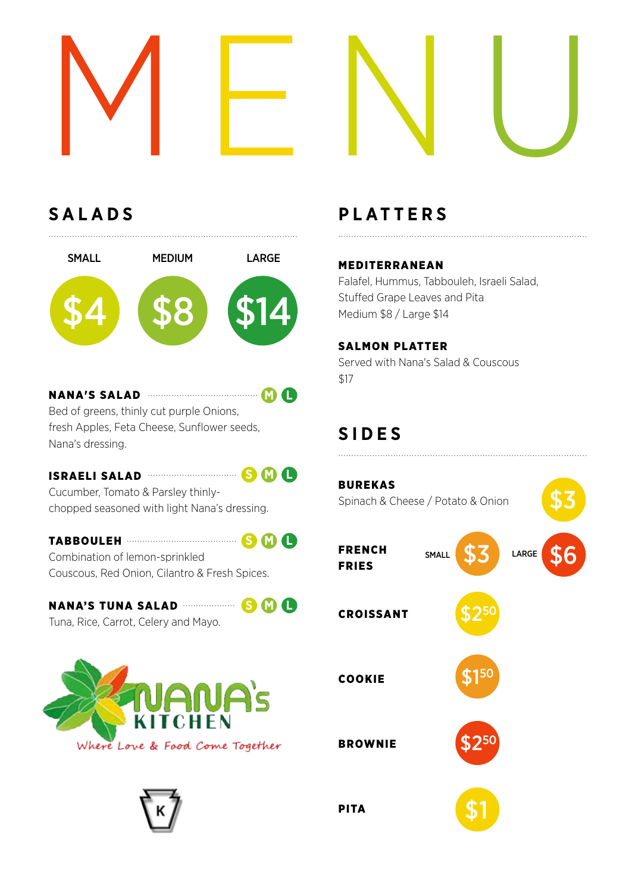# MENU

## SALADS

| SMALL | MEDIUM | LARGE |
|---|---|---|
| $4 | $8 | $14 |

**NANA'S SALAD** ............ M L

Bed of greens, thinly cut purple Onions, fresh Apples, Feta Cheese, Sunflower seeds, Nana's dressing.

**ISRAELI SALAD** ............ S M L

Cucumber, Tomato & Parsley thinly-chopped seasoned with light Nana's dressing.

**TABBOULEH** ............ S M L

Combination of lemon-sprinkled Couscous, Red Onion, Cilantro & Fresh Spices.

**NANA'S TUNA SALAD** ............ S M L

Tuna, Rice, Carrot, Celery and Mayo.

NANA's KITCHEN

Where Love & Food Come Together

## PLATTERS

**MEDITERRANEAN**

Falafel, Hummus, Tabbouleh, Israeli Salad, Stuffed Grape Leaves and Pita

Medium $8 / Large $14

**SALMON PLATTER**

Served with Nana's Salad & Couscous

$17

## SIDES

**BUREKAS** — $3

Spinach & Cheese / Potato & Onion

**FRENCH FRIES** — SMALL $3 — LARGE $6

**CROISSANT** — $2.50

**COOKIE** — $1.50

**BROWNIE** — $2.50

**PITA** — $1